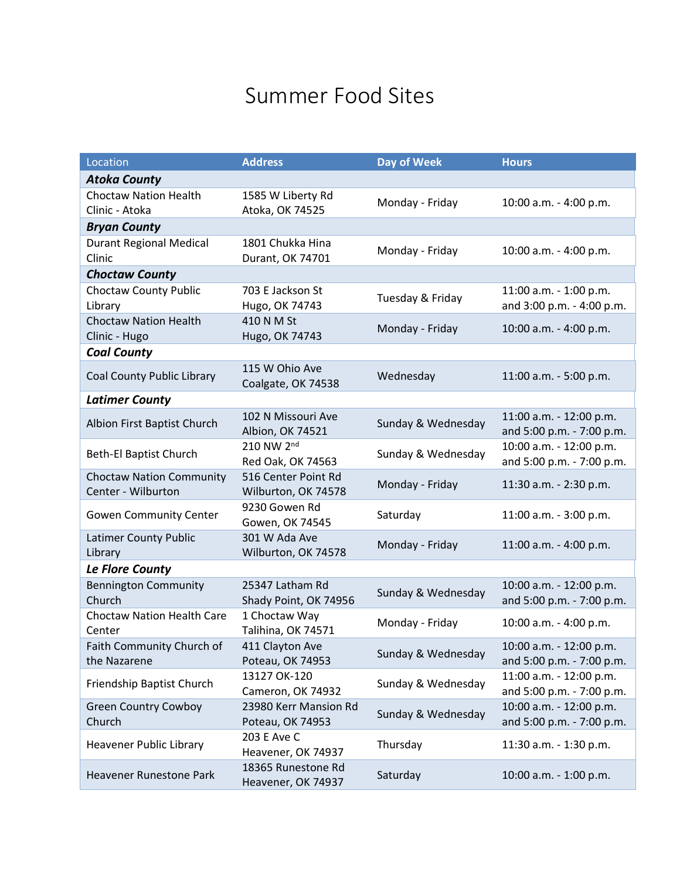# Summer Food Sites

| Location | Address | Day of Week | Hours |
|---|---|---|---|
| ***Atoka County*** | | | |
| Choctaw Nation Health Clinic - Atoka | 1585 W Liberty Rd Atoka, OK 74525 | Monday - Friday | 10:00 a.m. - 4:00 p.m. |
| ***Bryan County*** | | | |
| Durant Regional Medical Clinic | 1801 Chukka Hina Durant, OK 74701 | Monday - Friday | 10:00 a.m. - 4:00 p.m. |
| ***Choctaw County*** | | | |
| Choctaw County Public Library | 703 E Jackson St Hugo, OK 74743 | Tuesday & Friday | 11:00 a.m. - 1:00 p.m. and 3:00 p.m. - 4:00 p.m. |
| Choctaw Nation Health Clinic - Hugo | 410 N M St Hugo, OK 74743 | Monday - Friday | 10:00 a.m. - 4:00 p.m. |
| ***Coal County*** | | | |
| Coal County Public Library | 115 W Ohio Ave Coalgate, OK 74538 | Wednesday | 11:00 a.m. - 5:00 p.m. |
| ***Latimer County*** | | | |
| Albion First Baptist Church | 102 N Missouri Ave Albion, OK 74521 | Sunday & Wednesday | 11:00 a.m. - 12:00 p.m. and 5:00 p.m. - 7:00 p.m. |
| Beth-El Baptist Church | 210 NW 2nd Red Oak, OK 74563 | Sunday & Wednesday | 10:00 a.m. - 12:00 p.m. and 5:00 p.m. - 7:00 p.m. |
| Choctaw Nation Community Center - Wilburton | 516 Center Point Rd Wilburton, OK 74578 | Monday - Friday | 11:30 a.m. - 2:30 p.m. |
| Gowen Community Center | 9230 Gowen Rd Gowen, OK 74545 | Saturday | 11:00 a.m. - 3:00 p.m. |
| Latimer County Public Library | 301 W Ada Ave Wilburton, OK 74578 | Monday - Friday | 11:00 a.m. - 4:00 p.m. |
| ***Le Flore County*** | | | |
| Bennington Community Church | 25347 Latham Rd Shady Point, OK 74956 | Sunday & Wednesday | 10:00 a.m. - 12:00 p.m. and 5:00 p.m. - 7:00 p.m. |
| Choctaw Nation Health Care Center | 1 Choctaw Way Talihina, OK 74571 | Monday - Friday | 10:00 a.m. - 4:00 p.m. |
| Faith Community Church of the Nazarene | 411 Clayton Ave Poteau, OK 74953 | Sunday & Wednesday | 10:00 a.m. - 12:00 p.m. and 5:00 p.m. - 7:00 p.m. |
| Friendship Baptist Church | 13127 OK-120 Cameron, OK 74932 | Sunday & Wednesday | 11:00 a.m. - 12:00 p.m. and 5:00 p.m. - 7:00 p.m. |
| Green Country Cowboy Church | 23980 Kerr Mansion Rd Poteau, OK 74953 | Sunday & Wednesday | 10:00 a.m. - 12:00 p.m. and 5:00 p.m. - 7:00 p.m. |
| Heavener Public Library | 203 E Ave C Heavener, OK 74937 | Thursday | 11:30 a.m. - 1:30 p.m. |
| Heavener Runestone Park | 18365 Runestone Rd Heavener, OK 74937 | Saturday | 10:00 a.m. - 1:00 p.m. |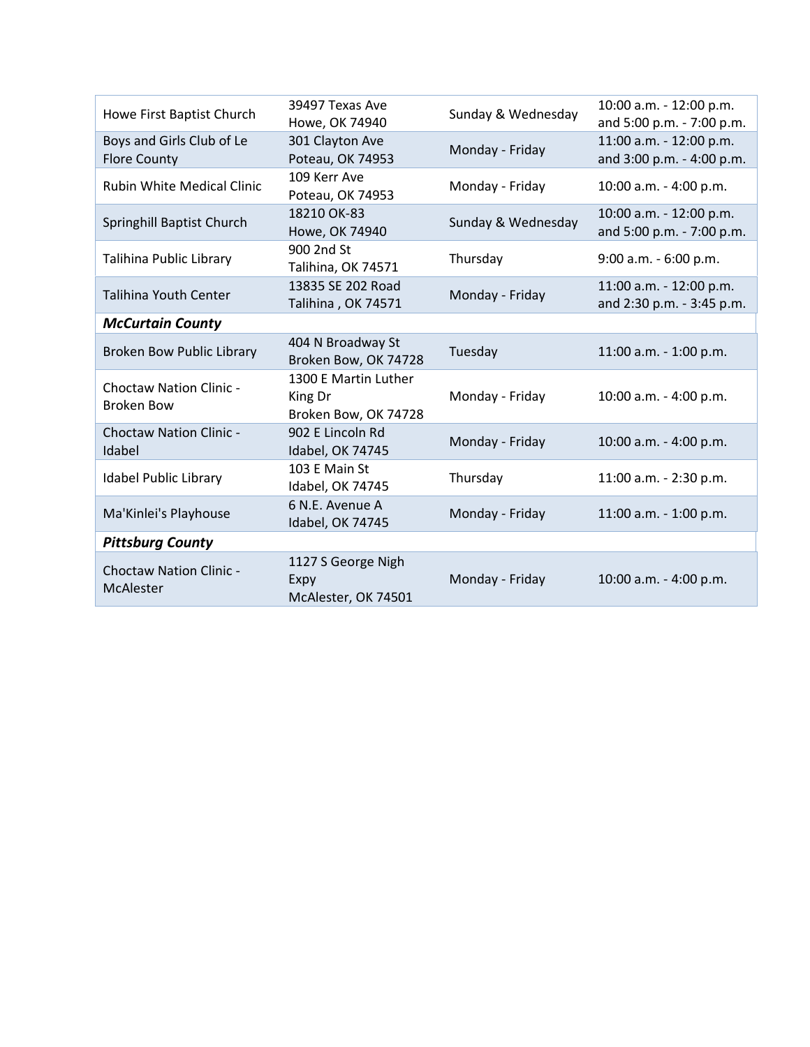| | | | |
|---|---|---|---|
| Howe First Baptist Church | 39497 Texas Ave Howe, OK 74940 | Sunday & Wednesday | 10:00 a.m. - 12:00 p.m. and 5:00 p.m. - 7:00 p.m. |
| Boys and Girls Club of Le Flore County | 301 Clayton Ave Poteau, OK 74953 | Monday - Friday | 11:00 a.m. - 12:00 p.m. and 3:00 p.m. - 4:00 p.m. |
| Rubin White Medical Clinic | 109 Kerr Ave Poteau, OK 74953 | Monday - Friday | 10:00 a.m. - 4:00 p.m. |
| Springhill Baptist Church | 18210 OK-83 Howe, OK 74940 | Sunday & Wednesday | 10:00 a.m. - 12:00 p.m. and 5:00 p.m. - 7:00 p.m. |
| Talihina Public Library | 900 2nd St Talihina, OK 74571 | Thursday | 9:00 a.m. - 6:00 p.m. |
| Talihina Youth Center | 13835 SE 202 Road Talihina , OK 74571 | Monday - Friday | 11:00 a.m. - 12:00 p.m. and 2:30 p.m. - 3:45 p.m. |
| ***McCurtain County*** | | | |
| Broken Bow Public Library | 404 N Broadway St Broken Bow, OK 74728 | Tuesday | 11:00 a.m. - 1:00 p.m. |
| Choctaw Nation Clinic - Broken Bow | 1300 E Martin Luther King Dr Broken Bow, OK 74728 | Monday - Friday | 10:00 a.m. - 4:00 p.m. |
| Choctaw Nation Clinic - Idabel | 902 E Lincoln Rd Idabel, OK 74745 | Monday - Friday | 10:00 a.m. - 4:00 p.m. |
| Idabel Public Library | 103 E Main St Idabel, OK 74745 | Thursday | 11:00 a.m. - 2:30 p.m. |
| Ma'Kinlei's Playhouse | 6 N.E. Avenue A Idabel, OK 74745 | Monday - Friday | 11:00 a.m. - 1:00 p.m. |
| ***Pittsburg County*** | | | |
| Choctaw Nation Clinic - McAlester | 1127 S George Nigh Expy McAlester, OK 74501 | Monday - Friday | 10:00 a.m. - 4:00 p.m. |